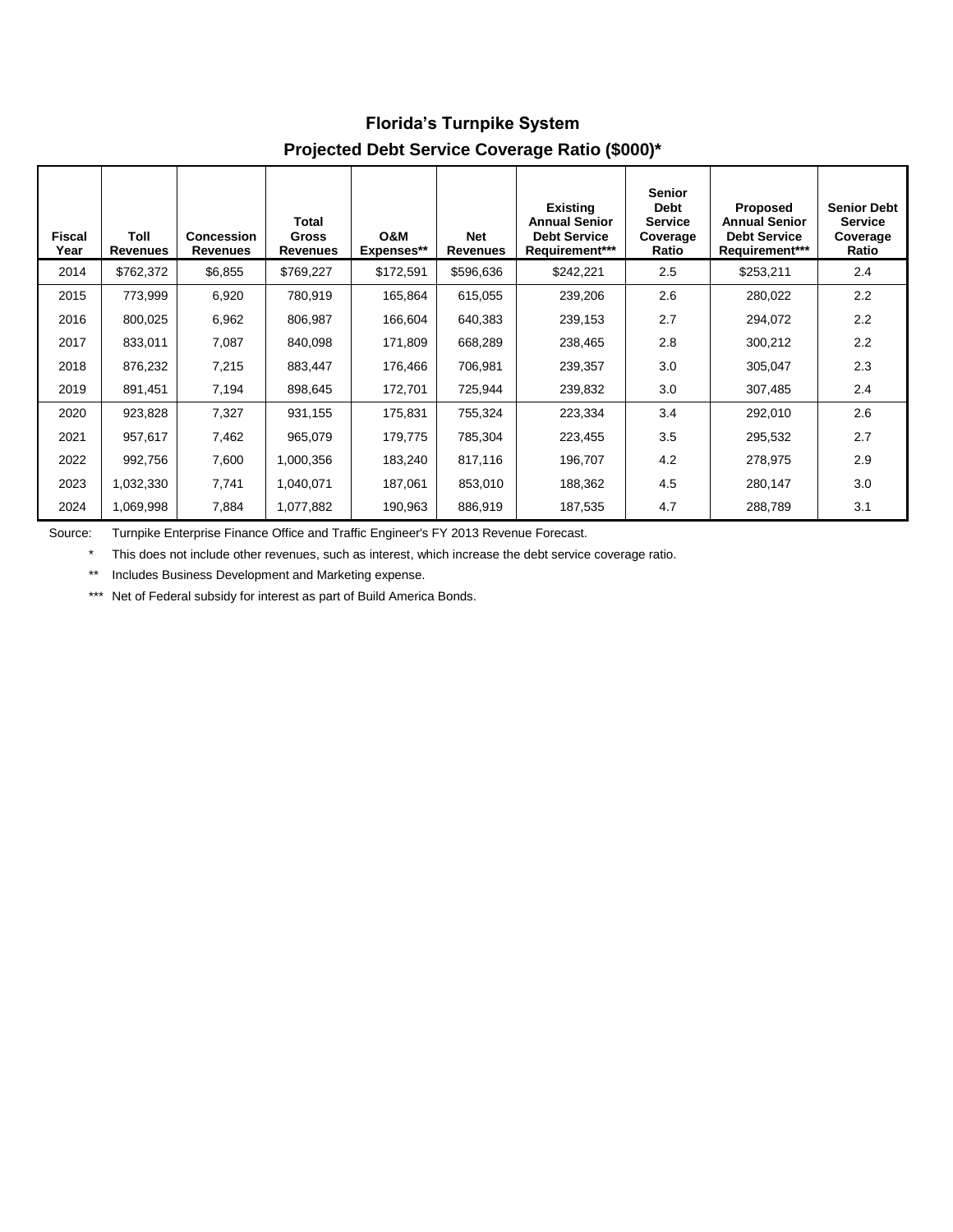## Florida's Turnpike System

### Projected Debt Service Coverage Ratio ($000)*

| Fiscal Year | Toll Revenues | Concession Revenues | Total Gross Revenues | O&M Expenses** | Net Revenues | Existing Annual Senior Debt Service Requirement*** | Senior Debt Service Coverage Ratio | Proposed Annual Senior Debt Service Requirement*** | Senior Debt Service Coverage Ratio |
|---|---|---|---|---|---|---|---|---|---|
| 2014 | $762,372 | $6,855 | $769,227 | $172,591 | $596,636 | $242,221 | 2.5 | $253,211 | 2.4 |
| 2015 | 773,999 | 6,920 | 780,919 | 165,864 | 615,055 | 239,206 | 2.6 | 280,022 | 2.2 |
| 2016 | 800,025 | 6,962 | 806,987 | 166,604 | 640,383 | 239,153 | 2.7 | 294,072 | 2.2 |
| 2017 | 833,011 | 7,087 | 840,098 | 171,809 | 668,289 | 238,465 | 2.8 | 300,212 | 2.2 |
| 2018 | 876,232 | 7,215 | 883,447 | 176,466 | 706,981 | 239,357 | 3.0 | 305,047 | 2.3 |
| 2019 | 891,451 | 7,194 | 898,645 | 172,701 | 725,944 | 239,832 | 3.0 | 307,485 | 2.4 |
| 2020 | 923,828 | 7,327 | 931,155 | 175,831 | 755,324 | 223,334 | 3.4 | 292,010 | 2.6 |
| 2021 | 957,617 | 7,462 | 965,079 | 179,775 | 785,304 | 223,455 | 3.5 | 295,532 | 2.7 |
| 2022 | 992,756 | 7,600 | 1,000,356 | 183,240 | 817,116 | 196,707 | 4.2 | 278,975 | 2.9 |
| 2023 | 1,032,330 | 7,741 | 1,040,071 | 187,061 | 853,010 | 188,362 | 4.5 | 280,147 | 3.0 |
| 2024 | 1,069,998 | 7,884 | 1,077,882 | 190,963 | 886,919 | 187,535 | 4.7 | 288,789 | 3.1 |

Source: Turnpike Enterprise Finance Office and Traffic Engineer's FY 2013 Revenue Forecast.

\* This does not include other revenues, such as interest, which increase the debt service coverage ratio.

\*\* Includes Business Development and Marketing expense.

\*\*\* Net of Federal subsidy for interest as part of Build America Bonds.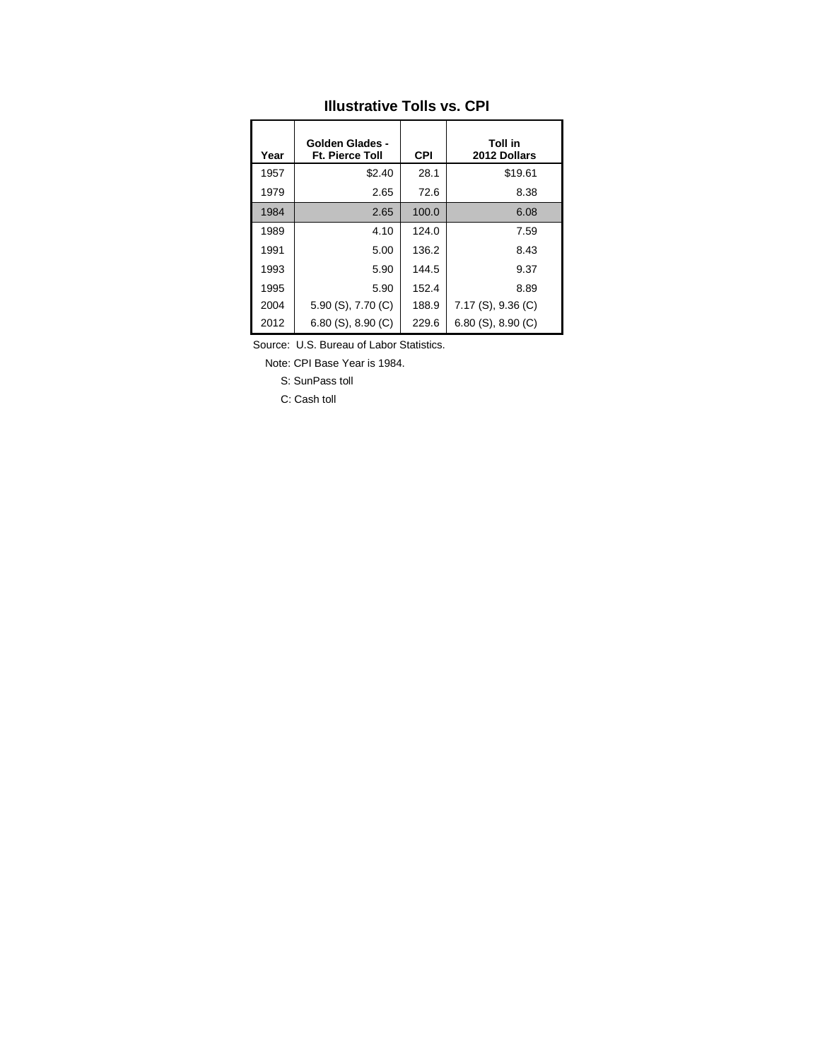## Illustrative Tolls vs. CPI

| Year | Golden Glades - Ft. Pierce Toll | CPI | Toll in 2012 Dollars |
|---|---|---|---|
| 1957 | $2.40 | 28.1 | $19.61 |
| 1979 | 2.65 | 72.6 | 8.38 |
| 1984 | 2.65 | 100.0 | 6.08 |
| 1989 | 4.10 | 124.0 | 7.59 |
| 1991 | 5.00 | 136.2 | 8.43 |
| 1993 | 5.90 | 144.5 | 9.37 |
| 1995 | 5.90 | 152.4 | 8.89 |
| 2004 | 5.90 (S), 7.70 (C) | 188.9 | 7.17 (S), 9.36 (C) |
| 2012 | 6.80 (S), 8.90 (C) | 229.6 | 6.80 (S), 8.90 (C) |

Source: U.S. Bureau of Labor Statistics.

Note: CPI Base Year is 1984.

S: SunPass toll

C: Cash toll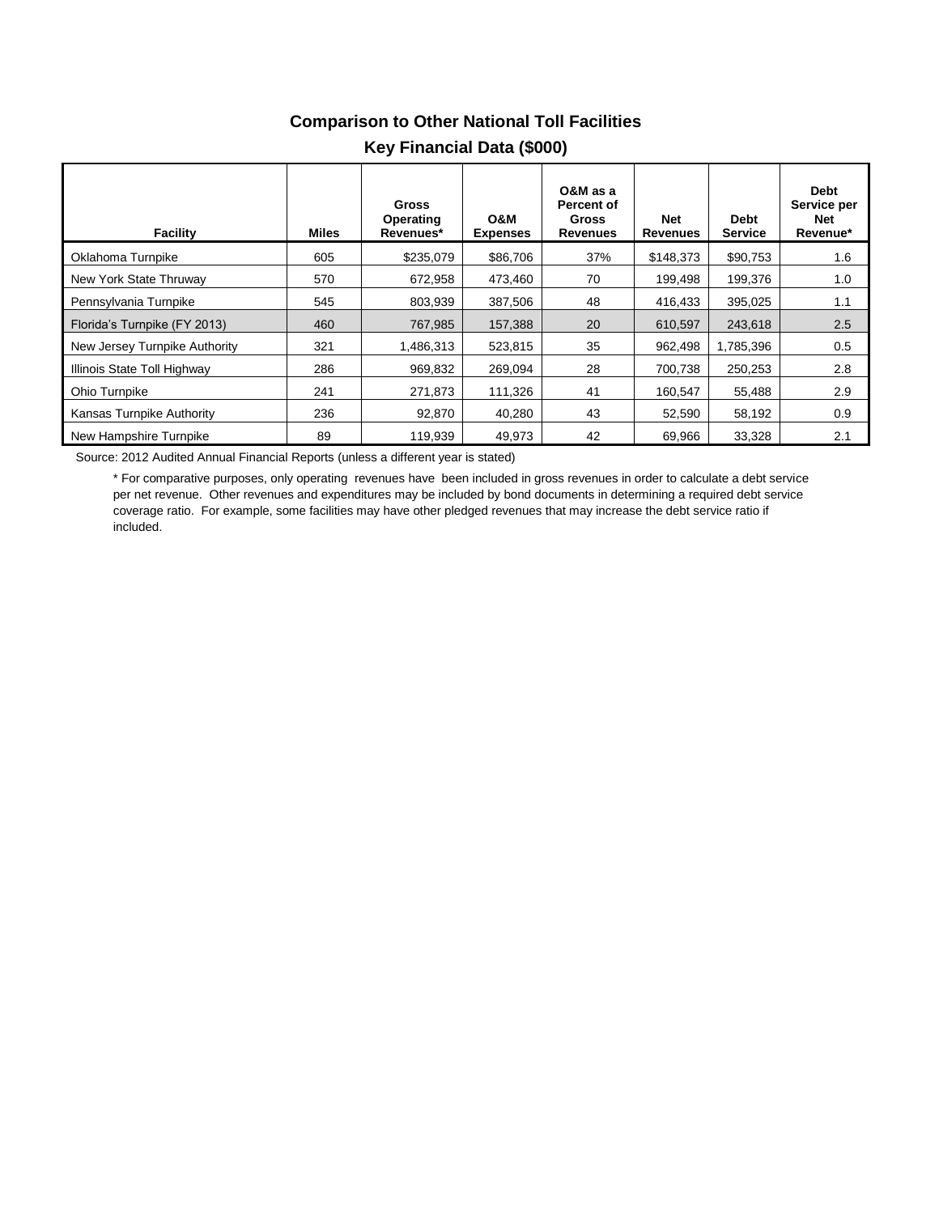## Comparison to Other National Toll Facilities

### Key Financial Data ($000)

| Facility | Miles | Gross Operating Revenues* | O&M Expenses | O&M as a Percent of Gross Revenues | Net Revenues | Debt Service | Debt Service per Net Revenue* |
|---|---|---|---|---|---|---|---|
| Oklahoma Turnpike | 605 | $235,079 | $86,706 | 37% | $148,373 | $90,753 | 1.6 |
| New York State Thruway | 570 | 672,958 | 473,460 | 70 | 199,498 | 199,376 | 1.0 |
| Pennsylvania Turnpike | 545 | 803,939 | 387,506 | 48 | 416,433 | 395,025 | 1.1 |
| Florida's Turnpike (FY 2013) | 460 | 767,985 | 157,388 | 20 | 610,597 | 243,618 | 2.5 |
| New Jersey Turnpike Authority | 321 | 1,486,313 | 523,815 | 35 | 962,498 | 1,785,396 | 0.5 |
| Illinois State Toll Highway | 286 | 969,832 | 269,094 | 28 | 700,738 | 250,253 | 2.8 |
| Ohio Turnpike | 241 | 271,873 | 111,326 | 41 | 160,547 | 55,488 | 2.9 |
| Kansas Turnpike Authority | 236 | 92,870 | 40,280 | 43 | 52,590 | 58,192 | 0.9 |
| New Hampshire Turnpike | 89 | 119,939 | 49,973 | 42 | 69,966 | 33,328 | 2.1 |

Source: 2012 Audited Annual Financial Reports (unless a different year is stated)

* For comparative purposes, only operating revenues have been included in gross revenues in order to calculate a debt service per net revenue. Other revenues and expenditures may be included by bond documents in determining a required debt service coverage ratio. For example, some facilities may have other pledged revenues that may increase the debt service ratio if included.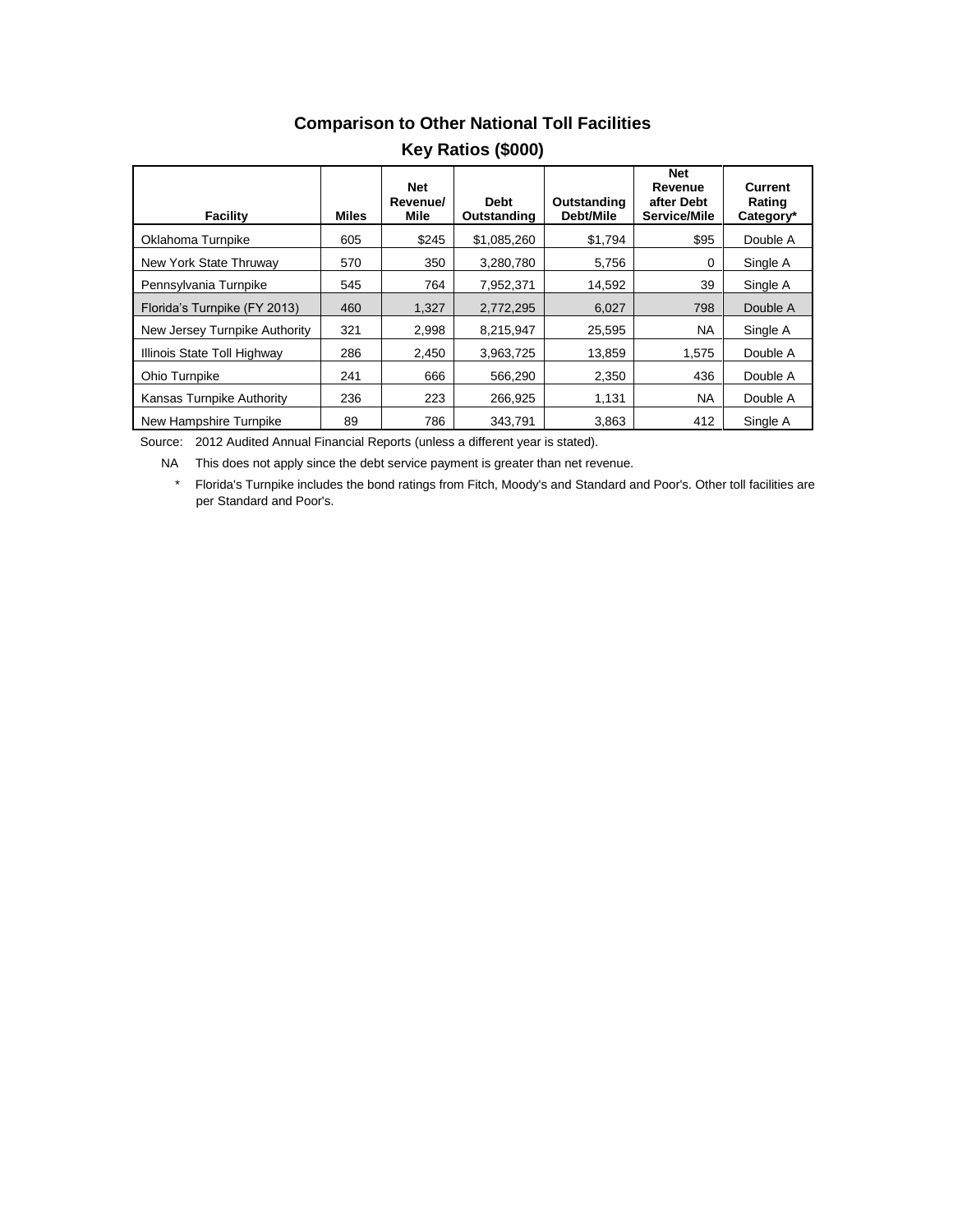## Comparison to Other National Toll Facilities

### Key Ratios ($000)

| Facility | Miles | Net Revenue/ Mile | Debt Outstanding | Outstanding Debt/Mile | Net Revenue after Debt Service/Mile | Current Rating Category* |
|---|---|---|---|---|---|---|
| Oklahoma Turnpike | 605 | $245 | $1,085,260 | $1,794 | $95 | Double A |
| New York State Thruway | 570 | 350 | 3,280,780 | 5,756 | 0 | Single A |
| Pennsylvania Turnpike | 545 | 764 | 7,952,371 | 14,592 | 39 | Single A |
| Florida's Turnpike (FY 2013) | 460 | 1,327 | 2,772,295 | 6,027 | 798 | Double A |
| New Jersey Turnpike Authority | 321 | 2,998 | 8,215,947 | 25,595 | NA | Single A |
| Illinois State Toll Highway | 286 | 2,450 | 3,963,725 | 13,859 | 1,575 | Double A |
| Ohio Turnpike | 241 | 666 | 566,290 | 2,350 | 436 | Double A |
| Kansas Turnpike Authority | 236 | 223 | 266,925 | 1,131 | NA | Double A |
| New Hampshire Turnpike | 89 | 786 | 343,791 | 3,863 | 412 | Single A |

Source: 2012 Audited Annual Financial Reports (unless a different year is stated).

NA This does not apply since the debt service payment is greater than net revenue.

\* Florida's Turnpike includes the bond ratings from Fitch, Moody's and Standard and Poor's. Other toll facilities are per Standard and Poor's.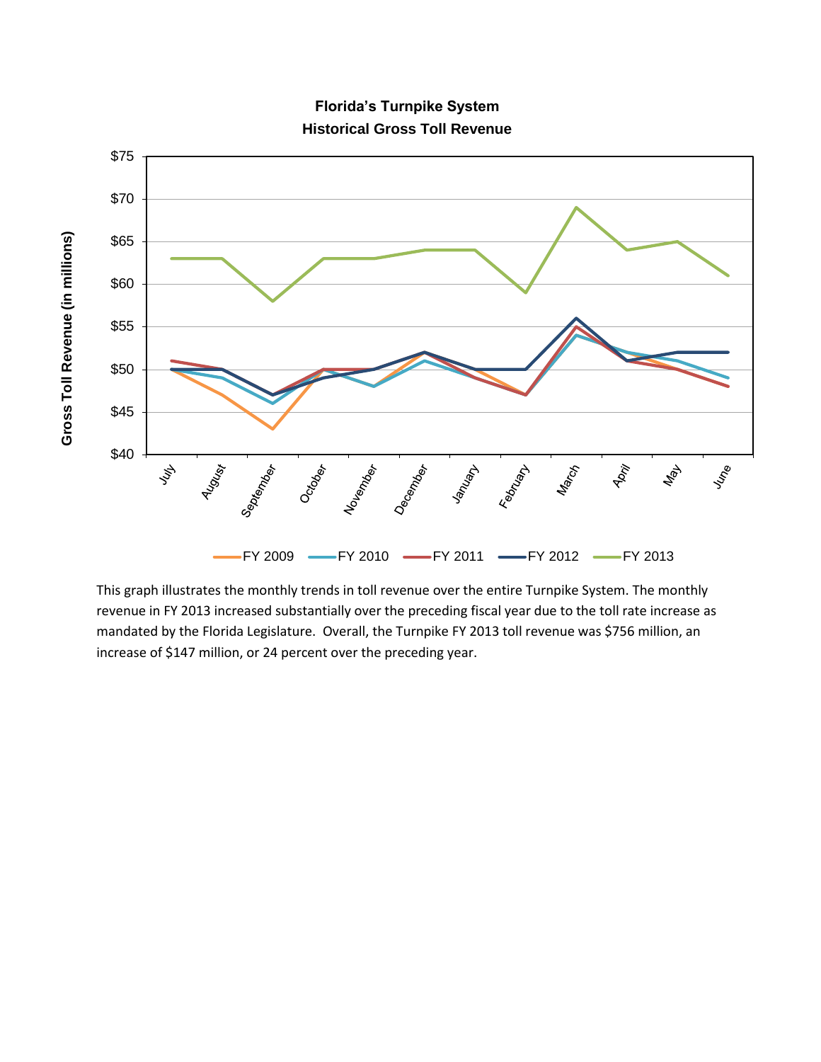**Florida's Turnpike System**
**Historical Gross Toll Revenue**

This graph illustrates the monthly trends in toll revenue over the entire Turnpike System. The monthly revenue in FY 2013 increased substantially over the preceding fiscal year due to the toll rate increase as mandated by the Florida Legislature. Overall, the Turnpike FY 2013 toll revenue was $756 million, an increase of $147 million, or 24 percent over the preceding year.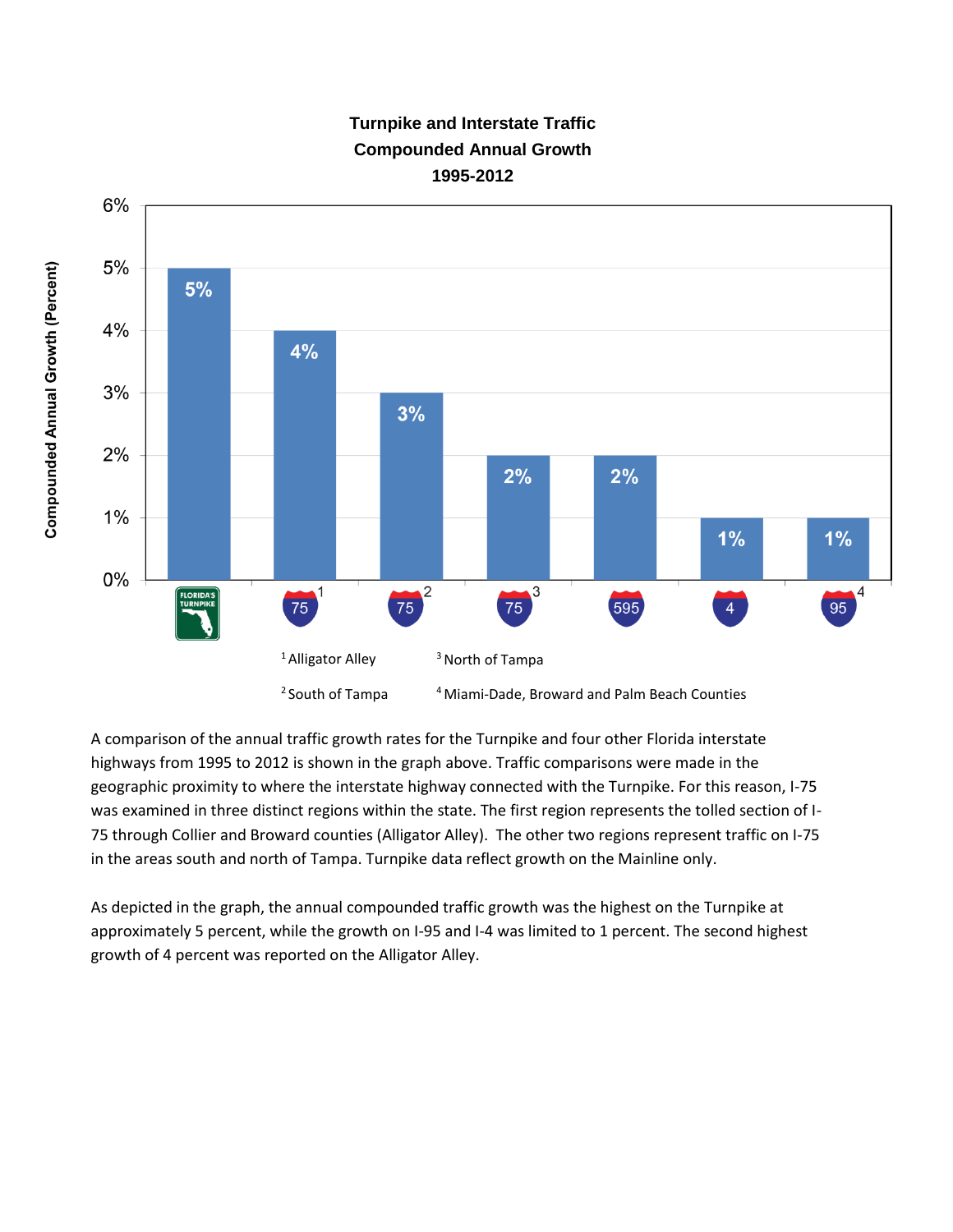**Turnpike and Interstate Traffic**
**Compounded Annual Growth**
**1995-2012**

| Facility | Compounded Annual Growth (Percent) |
|---|---|
| Florida's Turnpike | 5% |
| I-75[1] | 4% |
| I-75[2] | 3% |
| I-75[3] | 2% |
| I-595 | 2% |
| I-4 | 1% |
| I-95[4] | 1% |

[1] Alligator Alley

[2] South of Tampa

[3] North of Tampa

[4] Miami-Dade, Broward and Palm Beach Counties

A comparison of the annual traffic growth rates for the Turnpike and four other Florida interstate highways from 1995 to 2012 is shown in the graph above. Traffic comparisons were made in the geographic proximity to where the interstate highway connected with the Turnpike. For this reason, I-75 was examined in three distinct regions within the state. The first region represents the tolled section of I-75 through Collier and Broward counties (Alligator Alley). The other two regions represent traffic on I-75 in the areas south and north of Tampa. Turnpike data reflect growth on the Mainline only.

As depicted in the graph, the annual compounded traffic growth was the highest on the Turnpike at approximately 5 percent, while the growth on I-95 and I-4 was limited to 1 percent. The second highest growth of 4 percent was reported on the Alligator Alley.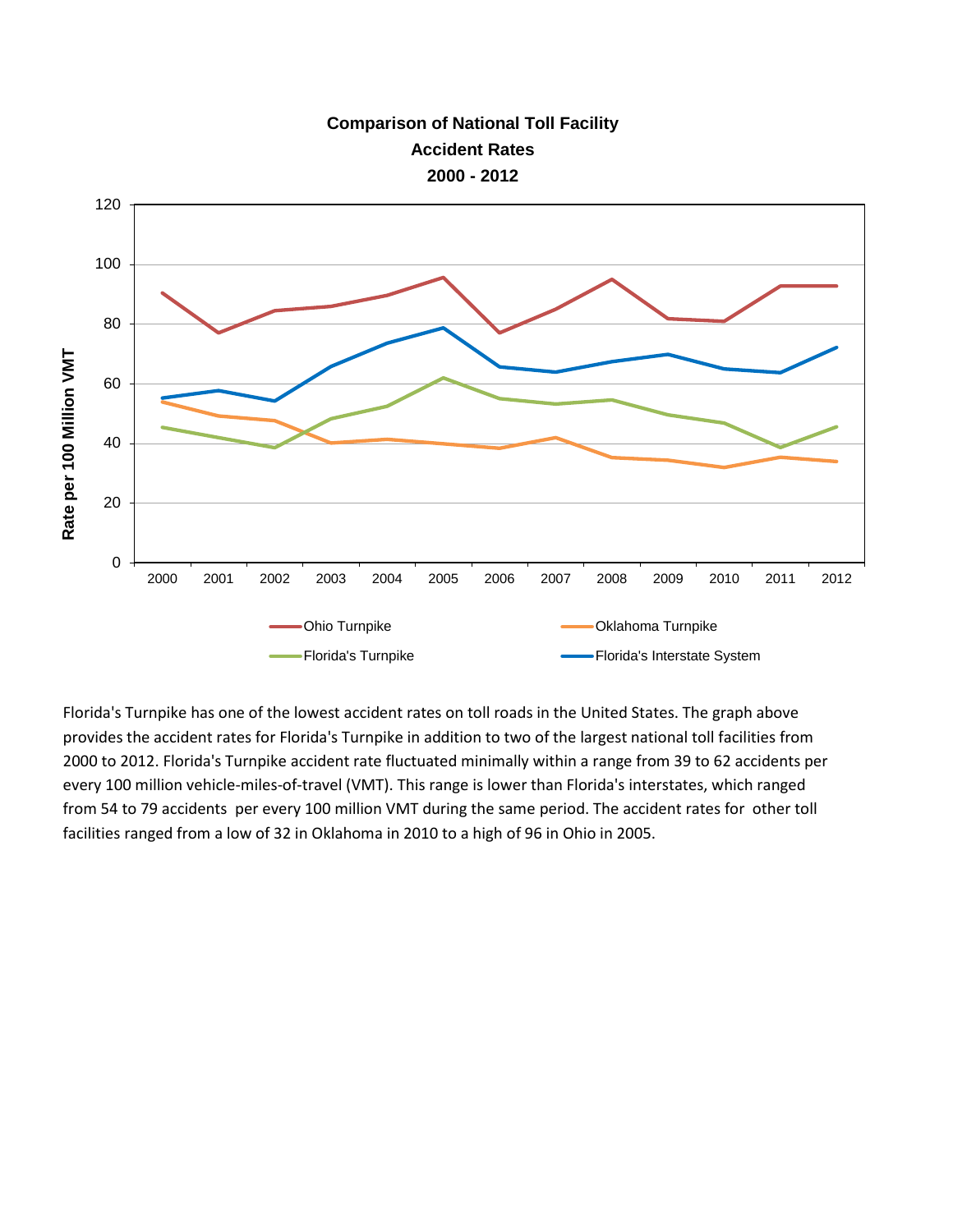**Comparison of National Toll Facility Accident Rates 2000 - 2012**

Florida's Turnpike has one of the lowest accident rates on toll roads in the United States. The graph above provides the accident rates for Florida's Turnpike in addition to two of the largest national toll facilities from 2000 to 2012. Florida's Turnpike accident rate fluctuated minimally within a range from 39 to 62 accidents per every 100 million vehicle-miles-of-travel (VMT). This range is lower than Florida's interstates, which ranged from 54 to 79 accidents per every 100 million VMT during the same period. The accident rates for other toll facilities ranged from a low of 32 in Oklahoma in 2010 to a high of 96 in Ohio in 2005.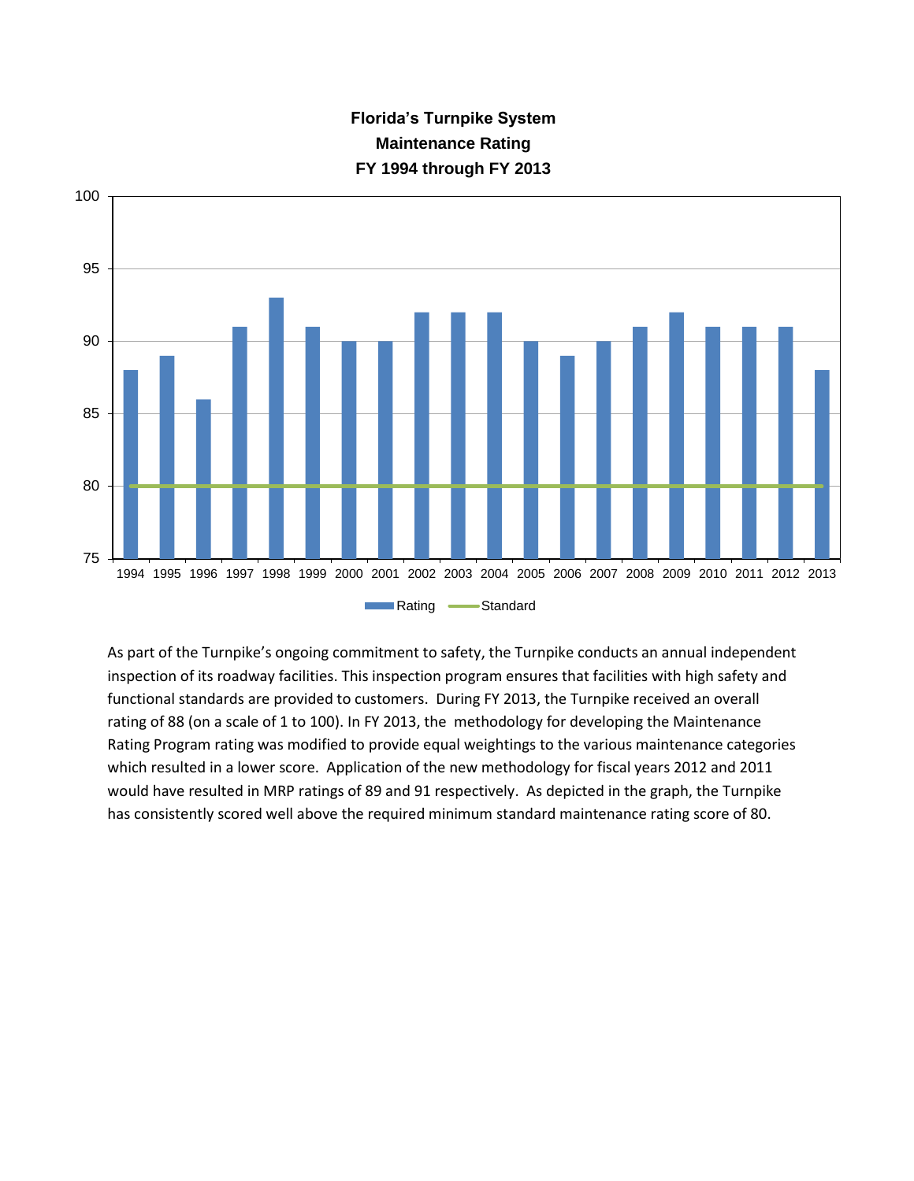**Florida's Turnpike System**
**Maintenance Rating**
**FY 1994 through FY 2013**

As part of the Turnpike's ongoing commitment to safety, the Turnpike conducts an annual independent inspection of its roadway facilities. This inspection program ensures that facilities with high safety and functional standards are provided to customers. During FY 2013, the Turnpike received an overall rating of 88 (on a scale of 1 to 100). In FY 2013, the methodology for developing the Maintenance Rating Program rating was modified to provide equal weightings to the various maintenance categories which resulted in a lower score. Application of the new methodology for fiscal years 2012 and 2011 would have resulted in MRP ratings of 89 and 91 respectively. As depicted in the graph, the Turnpike has consistently scored well above the required minimum standard maintenance rating score of 80.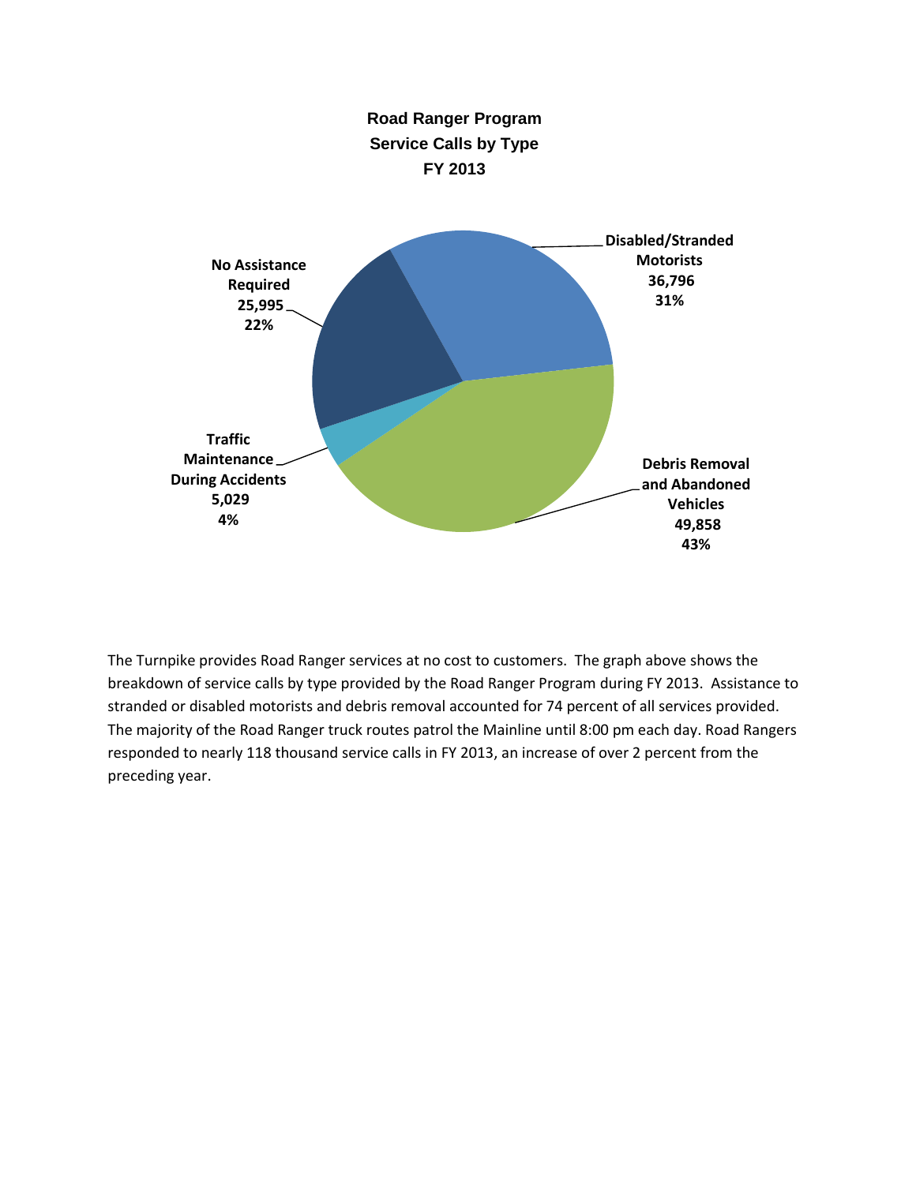**Road Ranger Program**
**Service Calls by Type**
**FY 2013**

**Disabled/Stranded Motorists**
**36,796**
**31%**

**No Assistance Required**
**25,995**
**22%**

**Traffic Maintenance During Accidents**
**5,029**
**4%**

**Debris Removal and Abandoned Vehicles**
**49,858**
**43%**

The Turnpike provides Road Ranger services at no cost to customers. The graph above shows the breakdown of service calls by type provided by the Road Ranger Program during FY 2013. Assistance to stranded or disabled motorists and debris removal accounted for 74 percent of all services provided. The majority of the Road Ranger truck routes patrol the Mainline until 8:00 pm each day. Road Rangers responded to nearly 118 thousand service calls in FY 2013, an increase of over 2 percent from the preceding year.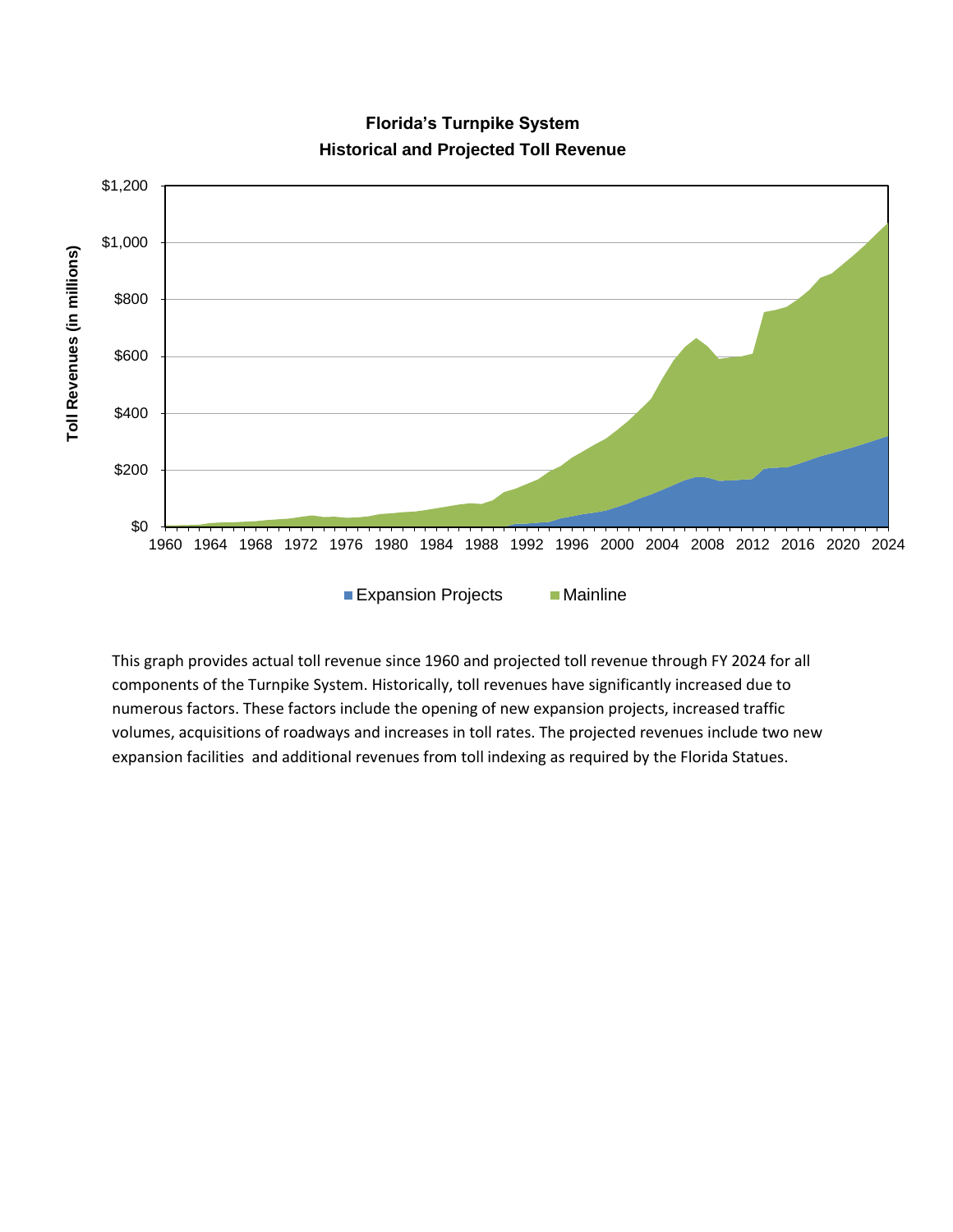**Florida's Turnpike System**
**Historical and Projected Toll Revenue**

This graph provides actual toll revenue since 1960 and projected toll revenue through FY 2024 for all components of the Turnpike System. Historically, toll revenues have significantly increased due to numerous factors. These factors include the opening of new expansion projects, increased traffic volumes, acquisitions of roadways and increases in toll rates. The projected revenues include two new expansion facilities and additional revenues from toll indexing as required by the Florida Statues.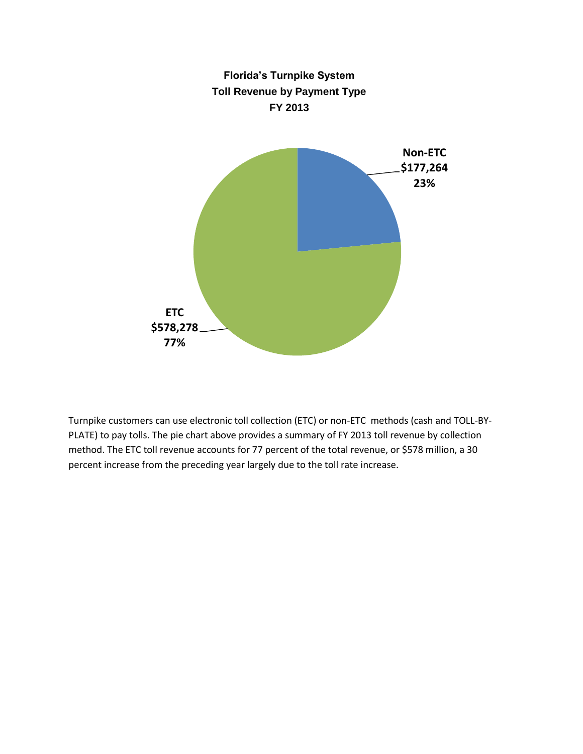**Florida's Turnpike System**
**Toll Revenue by Payment Type**
**FY 2013**

Non-ETC
$177,264
23%

ETC
$578,278
77%

Turnpike customers can use electronic toll collection (ETC) or non-ETC methods (cash and TOLL-BY-PLATE) to pay tolls. The pie chart above provides a summary of FY 2013 toll revenue by collection method. The ETC toll revenue accounts for 77 percent of the total revenue, or $578 million, a 30 percent increase from the preceding year largely due to the toll rate increase.